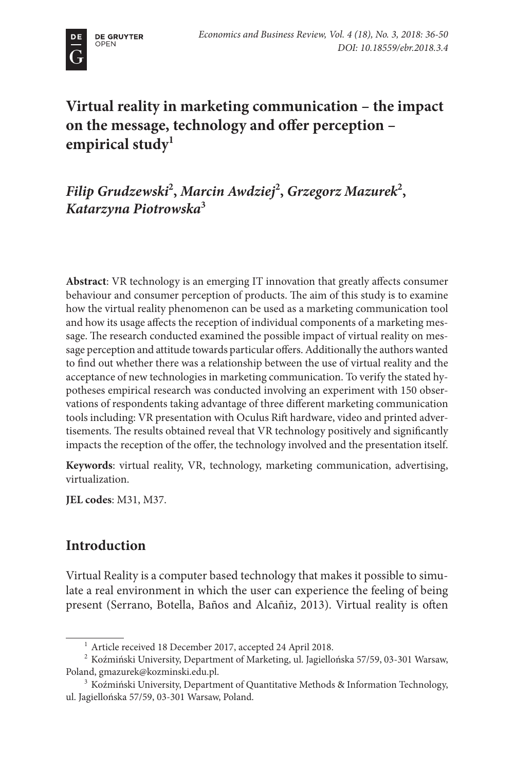# Virtual reality in marketing communication – the impact on the message, technology and offer perception – empirical study[1]

*Filip Grudzewski*[2]*, Marcin Awdziej*[2]*, Grzegorz Mazurek*[2]*, Katarzyna Piotrowska*[3]

**Abstract**: VR technology is an emerging IT innovation that greatly affects consumer behaviour and consumer perception of products. The aim of this study is to examine how the virtual reality phenomenon can be used as a marketing communication tool and how its usage affects the reception of individual components of a marketing message. The research conducted examined the possible impact of virtual reality on message perception and attitude towards particular offers. Additionally the authors wanted to find out whether there was a relationship between the use of virtual reality and the acceptance of new technologies in marketing communication. To verify the stated hypotheses empirical research was conducted involving an experiment with 150 observations of respondents taking advantage of three different marketing communication tools including: VR presentation with Oculus Rift hardware, video and printed advertisements. The results obtained reveal that VR technology positively and significantly impacts the reception of the offer, the technology involved and the presentation itself.

**Keywords**: virtual reality, VR, technology, marketing communication, advertising, virtualization.

**JEL codes**: M31, M37.

## Introduction

Virtual Reality is a computer based technology that makes it possible to simulate a real environment in which the user can experience the feeling of being present (Serrano, Botella, Baños and Alcañiz, 2013). Virtual reality is often

[1] Article received 18 December 2017, accepted 24 April 2018.

[2] Koźmiński University, Department of Marketing, ul. Jagiellońska 57/59, 03-301 Warsaw, Poland, gmazurek@kozminski.edu.pl.

[3] Koźmiński University, Department of Quantitative Methods & Information Technology, ul. Jagiellońska 57/59, 03-301 Warsaw, Poland.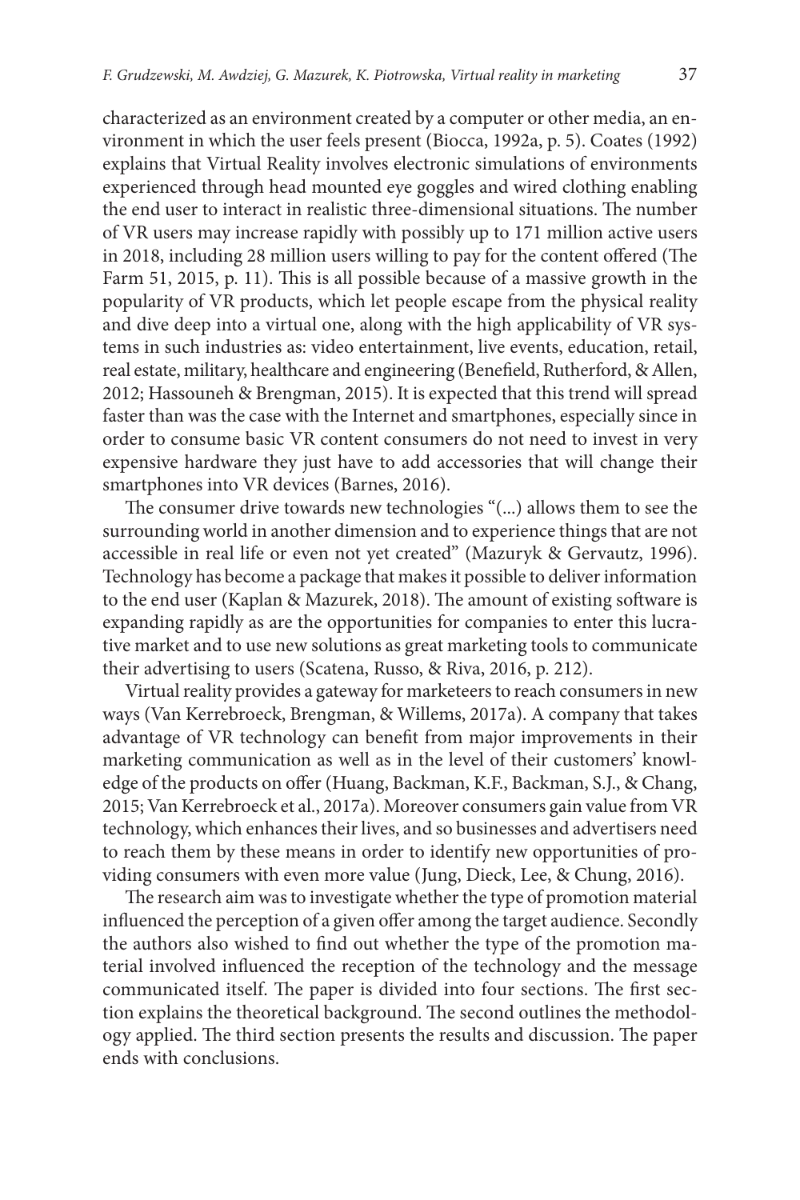characterized as an environment created by a computer or other media, an environment in which the user feels present (Biocca, 1992a, p. 5). Coates (1992) explains that Virtual Reality involves electronic simulations of environments experienced through head mounted eye goggles and wired clothing enabling the end user to interact in realistic three-dimensional situations. The number of VR users may increase rapidly with possibly up to 171 million active users in 2018, including 28 million users willing to pay for the content offered (The Farm 51, 2015, p. 11). This is all possible because of a massive growth in the popularity of VR products, which let people escape from the physical reality and dive deep into a virtual one, along with the high applicability of VR systems in such industries as: video entertainment, live events, education, retail, real estate, military, healthcare and engineering (Benefield, Rutherford, & Allen, 2012; Hassouneh & Brengman, 2015). It is expected that this trend will spread faster than was the case with the Internet and smartphones, especially since in order to consume basic VR content consumers do not need to invest in very expensive hardware they just have to add accessories that will change their smartphones into VR devices (Barnes, 2016).

The consumer drive towards new technologies "(...) allows them to see the surrounding world in another dimension and to experience things that are not accessible in real life or even not yet created" (Mazuryk & Gervautz, 1996). Technology has become a package that makes it possible to deliver information to the end user (Kaplan & Mazurek, 2018). The amount of existing software is expanding rapidly as are the opportunities for companies to enter this lucrative market and to use new solutions as great marketing tools to communicate their advertising to users (Scatena, Russo, & Riva, 2016, p. 212).

Virtual reality provides a gateway for marketeers to reach consumers in new ways (Van Kerrebroeck, Brengman, & Willems, 2017a). A company that takes advantage of VR technology can benefit from major improvements in their marketing communication as well as in the level of their customers' knowledge of the products on offer (Huang, Backman, K.F., Backman, S.J., & Chang, 2015; Van Kerrebroeck et al., 2017a). Moreover consumers gain value from VR technology, which enhances their lives, and so businesses and advertisers need to reach them by these means in order to identify new opportunities of providing consumers with even more value (Jung, Dieck, Lee, & Chung, 2016).

The research aim was to investigate whether the type of promotion material influenced the perception of a given offer among the target audience. Secondly the authors also wished to find out whether the type of the promotion material involved influenced the reception of the technology and the message communicated itself. The paper is divided into four sections. The first section explains the theoretical background. The second outlines the methodology applied. The third section presents the results and discussion. The paper ends with conclusions.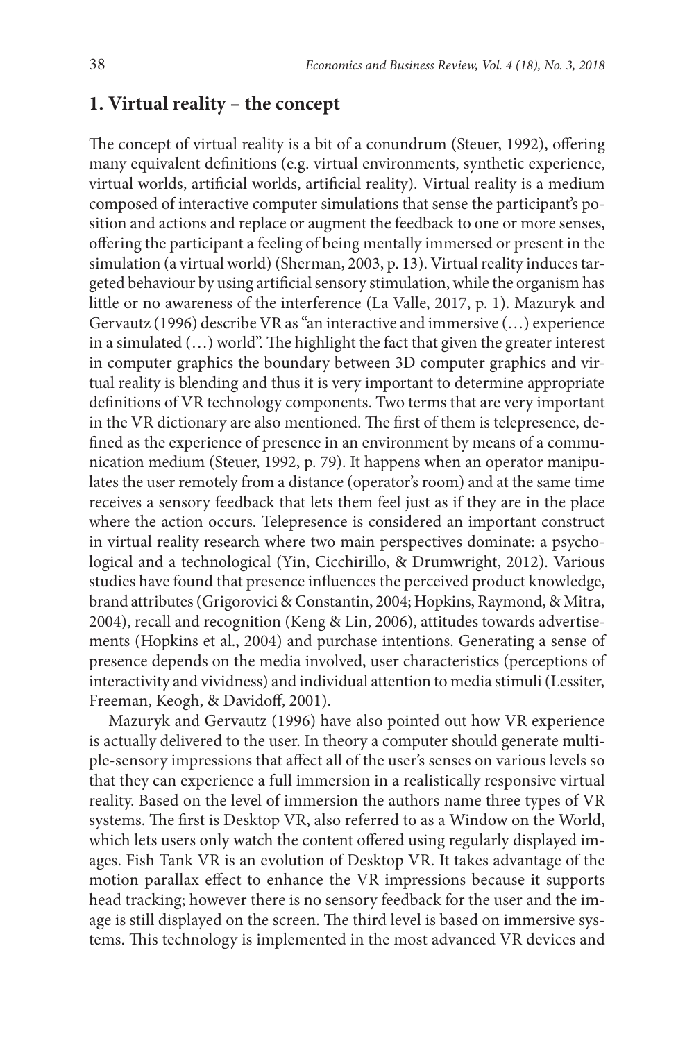## 1. Virtual reality – the concept

The concept of virtual reality is a bit of a conundrum (Steuer, 1992), offering many equivalent definitions (e.g. virtual environments, synthetic experience, virtual worlds, artificial worlds, artificial reality). Virtual reality is a medium composed of interactive computer simulations that sense the participant's position and actions and replace or augment the feedback to one or more senses, offering the participant a feeling of being mentally immersed or present in the simulation (a virtual world) (Sherman, 2003, p. 13). Virtual reality induces targeted behaviour by using artificial sensory stimulation, while the organism has little or no awareness of the interference (La Valle, 2017, p. 1). Mazuryk and Gervautz (1996) describe VR as "an interactive and immersive (…) experience in a simulated (…) world". The highlight the fact that given the greater interest in computer graphics the boundary between 3D computer graphics and virtual reality is blending and thus it is very important to determine appropriate definitions of VR technology components. Two terms that are very important in the VR dictionary are also mentioned. The first of them is telepresence, defined as the experience of presence in an environment by means of a communication medium (Steuer, 1992, p. 79). It happens when an operator manipulates the user remotely from a distance (operator's room) and at the same time receives a sensory feedback that lets them feel just as if they are in the place where the action occurs. Telepresence is considered an important construct in virtual reality research where two main perspectives dominate: a psychological and a technological (Yin, Cicchirillo, & Drumwright, 2012). Various studies have found that presence influences the perceived product knowledge, brand attributes (Grigorovici & Constantin, 2004; Hopkins, Raymond, & Mitra, 2004), recall and recognition (Keng & Lin, 2006), attitudes towards advertisements (Hopkins et al., 2004) and purchase intentions. Generating a sense of presence depends on the media involved, user characteristics (perceptions of interactivity and vividness) and individual attention to media stimuli (Lessiter, Freeman, Keogh, & Davidoff, 2001).

Mazuryk and Gervautz (1996) have also pointed out how VR experience is actually delivered to the user. In theory a computer should generate multiple-sensory impressions that affect all of the user's senses on various levels so that they can experience a full immersion in a realistically responsive virtual reality. Based on the level of immersion the authors name three types of VR systems. The first is Desktop VR, also referred to as a Window on the World, which lets users only watch the content offered using regularly displayed images. Fish Tank VR is an evolution of Desktop VR. It takes advantage of the motion parallax effect to enhance the VR impressions because it supports head tracking; however there is no sensory feedback for the user and the image is still displayed on the screen. The third level is based on immersive systems. This technology is implemented in the most advanced VR devices and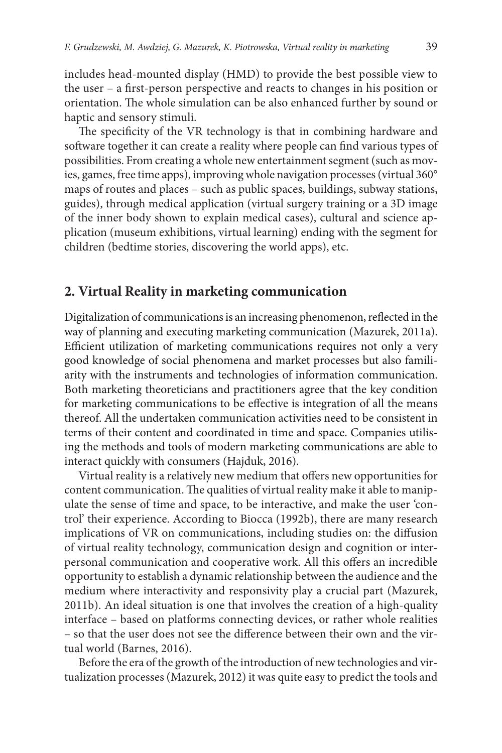includes head-mounted display (HMD) to provide the best possible view to the user – a first-person perspective and reacts to changes in his position or orientation. The whole simulation can be also enhanced further by sound or haptic and sensory stimuli.

The specificity of the VR technology is that in combining hardware and software together it can create a reality where people can find various types of possibilities. From creating a whole new entertainment segment (such as movies, games, free time apps), improving whole navigation processes (virtual 360° maps of routes and places – such as public spaces, buildings, subway stations, guides), through medical application (virtual surgery training or a 3D image of the inner body shown to explain medical cases), cultural and science application (museum exhibitions, virtual learning) ending with the segment for children (bedtime stories, discovering the world apps), etc.

## 2. Virtual Reality in marketing communication

Digitalization of communications is an increasing phenomenon, reflected in the way of planning and executing marketing communication (Mazurek, 2011a). Efficient utilization of marketing communications requires not only a very good knowledge of social phenomena and market processes but also familiarity with the instruments and technologies of information communication. Both marketing theoreticians and practitioners agree that the key condition for marketing communications to be effective is integration of all the means thereof. All the undertaken communication activities need to be consistent in terms of their content and coordinated in time and space. Companies utilising the methods and tools of modern marketing communications are able to interact quickly with consumers (Hajduk, 2016).

Virtual reality is a relatively new medium that offers new opportunities for content communication. The qualities of virtual reality make it able to manipulate the sense of time and space, to be interactive, and make the user 'control' their experience. According to Biocca (1992b), there are many research implications of VR on communications, including studies on: the diffusion of virtual reality technology, communication design and cognition or interpersonal communication and cooperative work. All this offers an incredible opportunity to establish a dynamic relationship between the audience and the medium where interactivity and responsivity play a crucial part (Mazurek, 2011b). An ideal situation is one that involves the creation of a high-quality interface – based on platforms connecting devices, or rather whole realities – so that the user does not see the difference between their own and the virtual world (Barnes, 2016).

Before the era of the growth of the introduction of new technologies and virtualization processes (Mazurek, 2012) it was quite easy to predict the tools and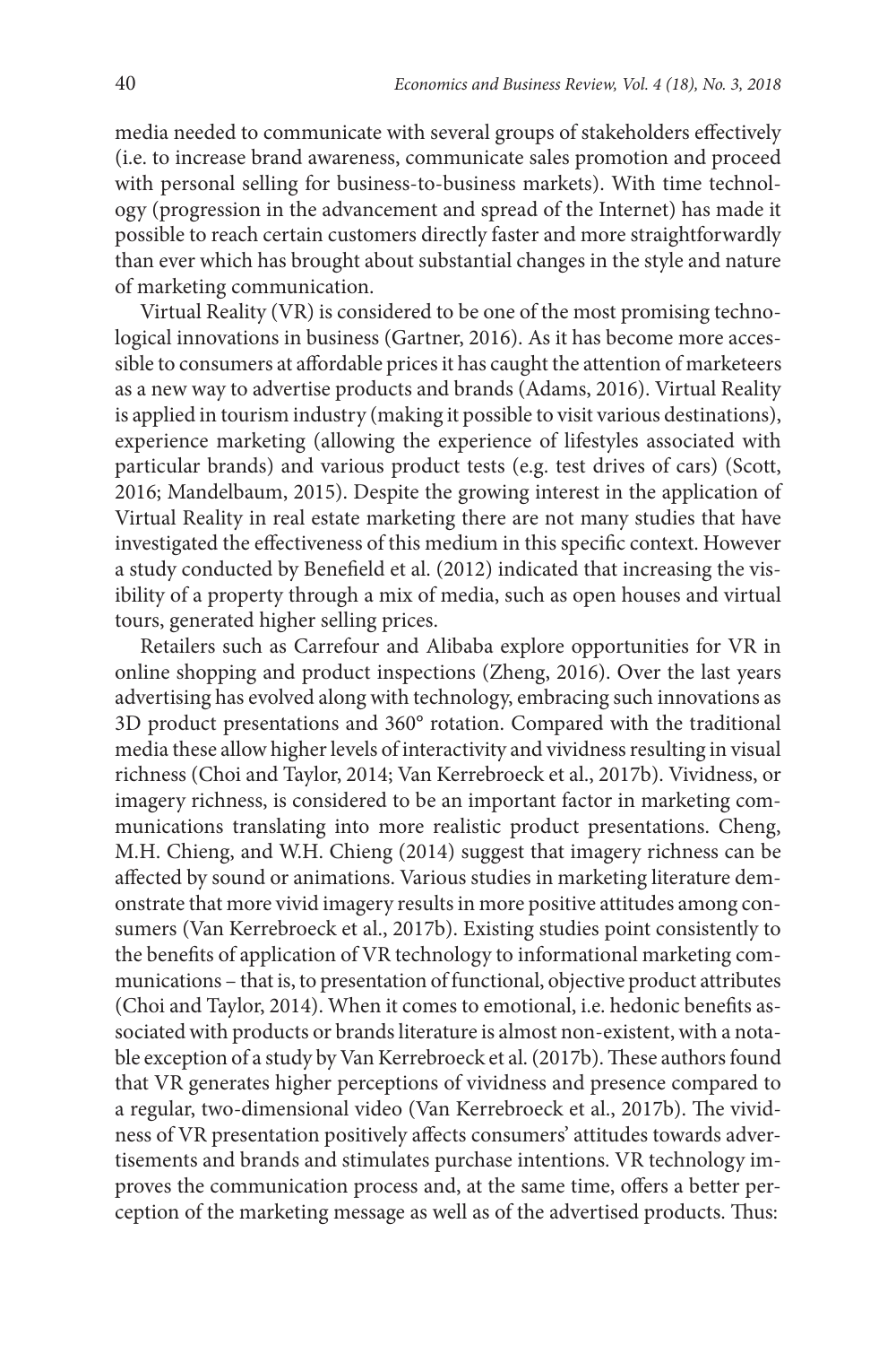media needed to communicate with several groups of stakeholders effectively (i.e. to increase brand awareness, communicate sales promotion and proceed with personal selling for business-to-business markets). With time technology (progression in the advancement and spread of the Internet) has made it possible to reach certain customers directly faster and more straightforwardly than ever which has brought about substantial changes in the style and nature of marketing communication.

Virtual Reality (VR) is considered to be one of the most promising technological innovations in business (Gartner, 2016). As it has become more accessible to consumers at affordable prices it has caught the attention of marketeers as a new way to advertise products and brands (Adams, 2016). Virtual Reality is applied in tourism industry (making it possible to visit various destinations), experience marketing (allowing the experience of lifestyles associated with particular brands) and various product tests (e.g. test drives of cars) (Scott, 2016; Mandelbaum, 2015). Despite the growing interest in the application of Virtual Reality in real estate marketing there are not many studies that have investigated the effectiveness of this medium in this specific context. However a study conducted by Benefield et al. (2012) indicated that increasing the visibility of a property through a mix of media, such as open houses and virtual tours, generated higher selling prices.

Retailers such as Carrefour and Alibaba explore opportunities for VR in online shopping and product inspections (Zheng, 2016). Over the last years advertising has evolved along with technology, embracing such innovations as 3D product presentations and 360° rotation. Compared with the traditional media these allow higher levels of interactivity and vividness resulting in visual richness (Choi and Taylor, 2014; Van Kerrebroeck et al., 2017b). Vividness, or imagery richness, is considered to be an important factor in marketing communications translating into more realistic product presentations. Cheng, M.H. Chieng, and W.H. Chieng (2014) suggest that imagery richness can be affected by sound or animations. Various studies in marketing literature demonstrate that more vivid imagery results in more positive attitudes among consumers (Van Kerrebroeck et al., 2017b). Existing studies point consistently to the benefits of application of VR technology to informational marketing communications – that is, to presentation of functional, objective product attributes (Choi and Taylor, 2014). When it comes to emotional, i.e. hedonic benefits associated with products or brands literature is almost non-existent, with a notable exception of a study by Van Kerrebroeck et al. (2017b). These authors found that VR generates higher perceptions of vividness and presence compared to a regular, two-dimensional video (Van Kerrebroeck et al., 2017b). The vividness of VR presentation positively affects consumers' attitudes towards advertisements and brands and stimulates purchase intentions. VR technology improves the communication process and, at the same time, offers a better perception of the marketing message as well as of the advertised products. Thus: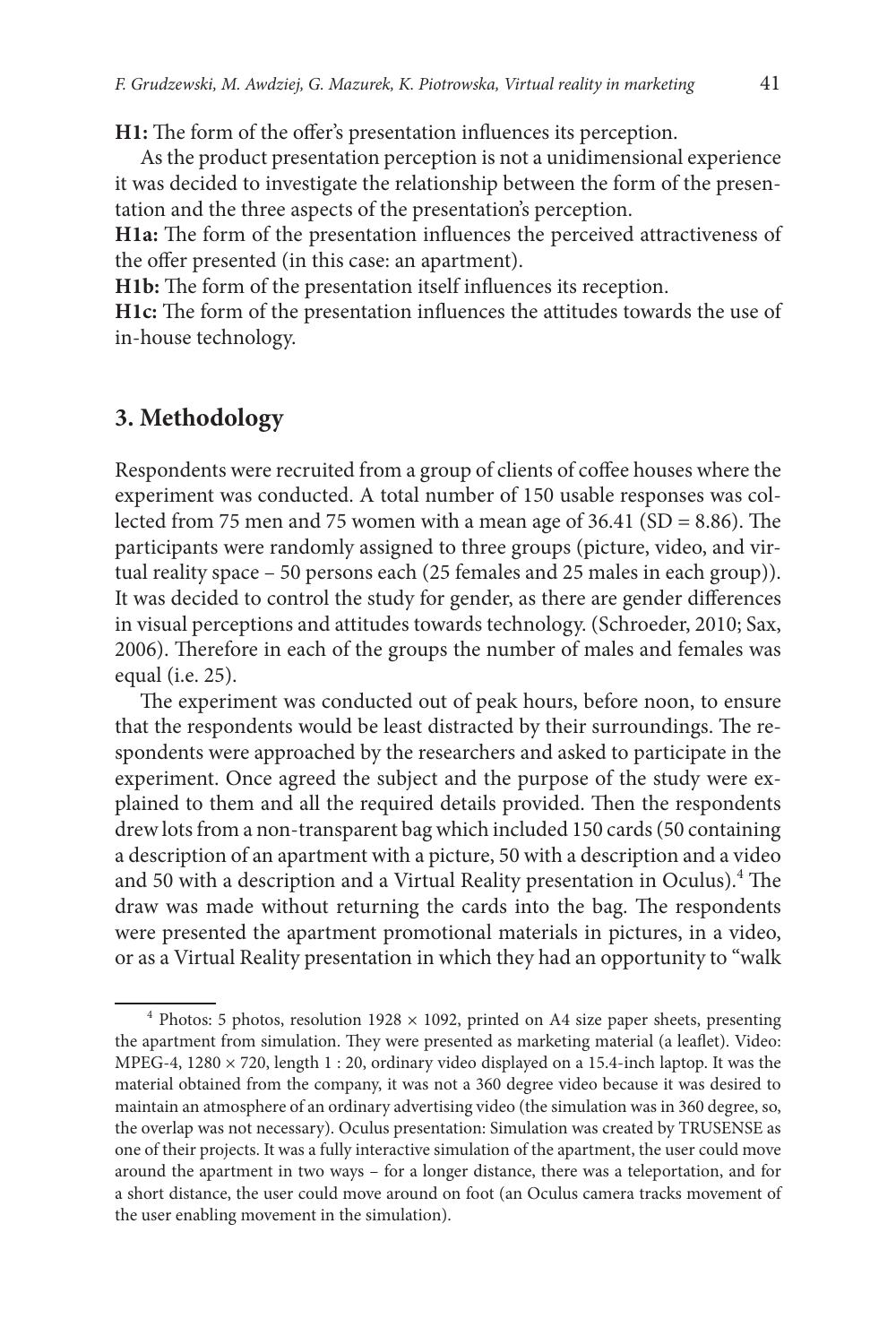**H1:** The form of the offer's presentation influences its perception.

As the product presentation perception is not a unidimensional experience it was decided to investigate the relationship between the form of the presentation and the three aspects of the presentation's perception.

**H1a:** The form of the presentation influences the perceived attractiveness of the offer presented (in this case: an apartment).

**H1b:** The form of the presentation itself influences its reception.

**H1c:** The form of the presentation influences the attitudes towards the use of in-house technology.

## 3. Methodology

Respondents were recruited from a group of clients of coffee houses where the experiment was conducted. A total number of 150 usable responses was collected from 75 men and 75 women with a mean age of 36.41 (SD = 8.86). The participants were randomly assigned to three groups (picture, video, and virtual reality space – 50 persons each (25 females and 25 males in each group)). It was decided to control the study for gender, as there are gender differences in visual perceptions and attitudes towards technology. (Schroeder, 2010; Sax, 2006). Therefore in each of the groups the number of males and females was equal (i.e. 25).

The experiment was conducted out of peak hours, before noon, to ensure that the respondents would be least distracted by their surroundings. The respondents were approached by the researchers and asked to participate in the experiment. Once agreed the subject and the purpose of the study were explained to them and all the required details provided. Then the respondents drew lots from a non-transparent bag which included 150 cards (50 containing a description of an apartment with a picture, 50 with a description and a video and 50 with a description and a Virtual Reality presentation in Oculus).[4] The draw was made without returning the cards into the bag. The respondents were presented the apartment promotional materials in pictures, in a video, or as a Virtual Reality presentation in which they had an opportunity to "walk

[4] Photos: 5 photos, resolution 1928 × 1092, printed on A4 size paper sheets, presenting the apartment from simulation. They were presented as marketing material (a leaflet). Video: MPEG-4, 1280 × 720, length 1 : 20, ordinary video displayed on a 15.4-inch laptop. It was the material obtained from the company, it was not a 360 degree video because it was desired to maintain an atmosphere of an ordinary advertising video (the simulation was in 360 degree, so, the overlap was not necessary). Oculus presentation: Simulation was created by TRUSENSE as one of their projects. It was a fully interactive simulation of the apartment, the user could move around the apartment in two ways – for a longer distance, there was a teleportation, and for a short distance, the user could move around on foot (an Oculus camera tracks movement of the user enabling movement in the simulation).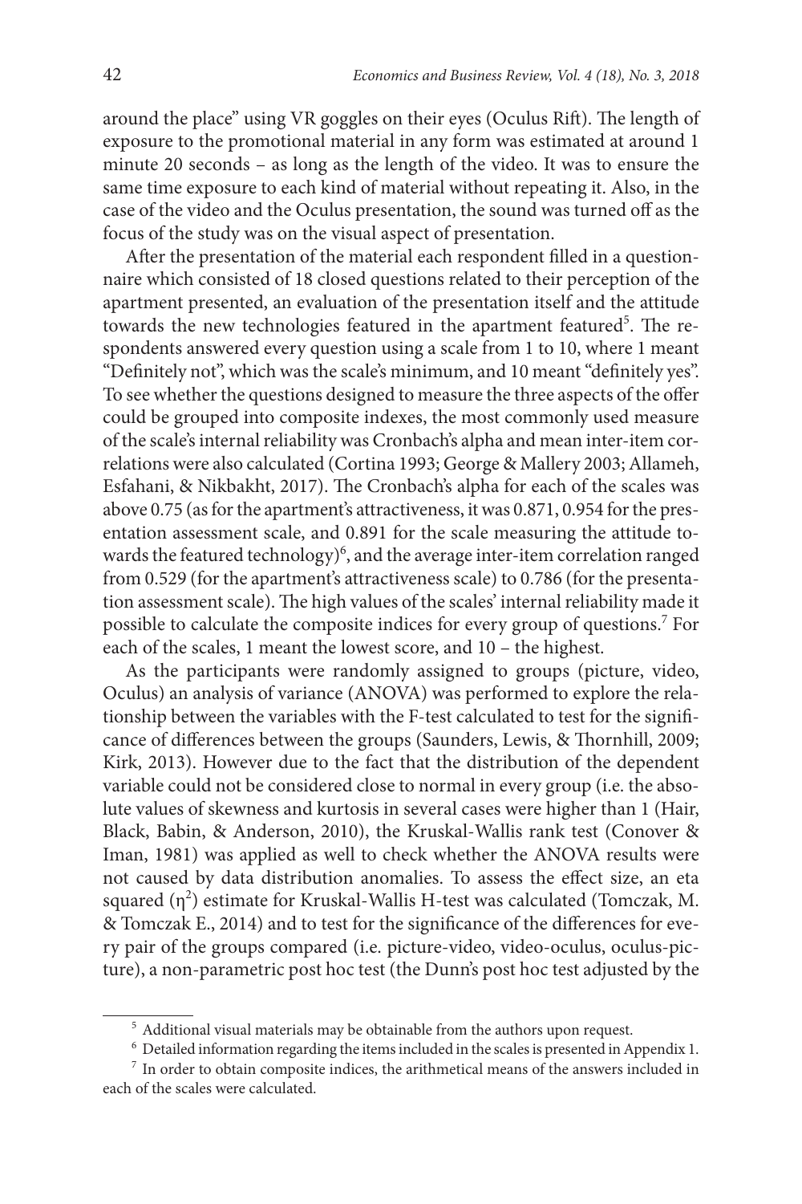around the place" using VR goggles on their eyes (Oculus Rift). The length of exposure to the promotional material in any form was estimated at around 1 minute 20 seconds – as long as the length of the video. It was to ensure the same time exposure to each kind of material without repeating it. Also, in the case of the video and the Oculus presentation, the sound was turned off as the focus of the study was on the visual aspect of presentation.

After the presentation of the material each respondent filled in a questionnaire which consisted of 18 closed questions related to their perception of the apartment presented, an evaluation of the presentation itself and the attitude towards the new technologies featured in the apartment featured[5]. The respondents answered every question using a scale from 1 to 10, where 1 meant "Definitely not", which was the scale's minimum, and 10 meant "definitely yes". To see whether the questions designed to measure the three aspects of the offer could be grouped into composite indexes, the most commonly used measure of the scale's internal reliability was Cronbach's alpha and mean inter-item correlations were also calculated (Cortina 1993; George & Mallery 2003; Allameh, Esfahani, & Nikbakht, 2017). The Cronbach's alpha for each of the scales was above 0.75 (as for the apartment's attractiveness, it was 0.871, 0.954 for the presentation assessment scale, and 0.891 for the scale measuring the attitude towards the featured technology)[6], and the average inter-item correlation ranged from 0.529 (for the apartment's attractiveness scale) to 0.786 (for the presentation assessment scale). The high values of the scales' internal reliability made it possible to calculate the composite indices for every group of questions.[7] For each of the scales, 1 meant the lowest score, and 10 – the highest.

As the participants were randomly assigned to groups (picture, video, Oculus) an analysis of variance (ANOVA) was performed to explore the relationship between the variables with the F-test calculated to test for the significance of differences between the groups (Saunders, Lewis, & Thornhill, 2009; Kirk, 2013). However due to the fact that the distribution of the dependent variable could not be considered close to normal in every group (i.e. the absolute values of skewness and kurtosis in several cases were higher than 1 (Hair, Black, Babin, & Anderson, 2010), the Kruskal-Wallis rank test (Conover & Iman, 1981) was applied as well to check whether the ANOVA results were not caused by data distribution anomalies. To assess the effect size, an eta squared ($\eta^2$) estimate for Kruskal-Wallis H-test was calculated (Tomczak, M. & Tomczak E., 2014) and to test for the significance of the differences for every pair of the groups compared (i.e. picture-video, video-oculus, oculus-picture), a non-parametric post hoc test (the Dunn's post hoc test adjusted by the

[5] Additional visual materials may be obtainable from the authors upon request.

[6] Detailed information regarding the items included in the scales is presented in Appendix 1.

[7] In order to obtain composite indices, the arithmetical means of the answers included in each of the scales were calculated.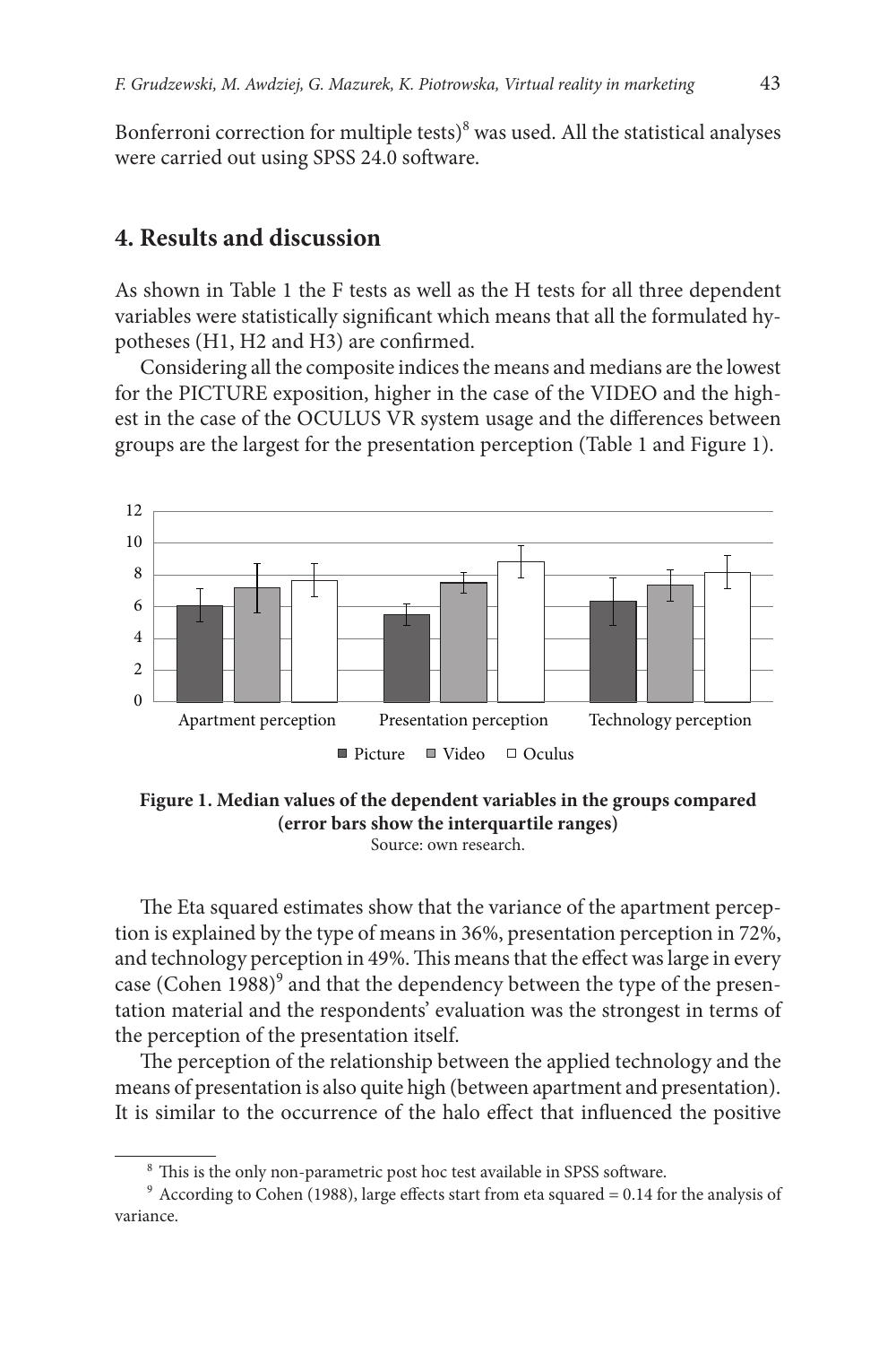Bonferroni correction for multiple tests)[8] was used. All the statistical analyses were carried out using SPSS 24.0 software.

## 4. Results and discussion

As shown in Table 1 the F tests as well as the H tests for all three dependent variables were statistically significant which means that all the formulated hypotheses (H1, H2 and H3) are confirmed.

Considering all the composite indices the means and medians are the lowest for the PICTURE exposition, higher in the case of the VIDEO and the highest in the case of the OCULUS VR system usage and the differences between groups are the largest for the presentation perception (Table 1 and Figure 1).

12
10
8
6
4
2
0

Apartment perception
Presentation perception
Technology perception

Picture
Video
Oculus

**Figure 1. Median values of the dependent variables in the groups compared (error bars show the interquartile ranges)**

Source: own research.

The Eta squared estimates show that the variance of the apartment perception is explained by the type of means in 36%, presentation perception in 72%, and technology perception in 49%. This means that the effect was large in every case (Cohen 1988)[9] and that the dependency between the type of the presentation material and the respondents' evaluation was the strongest in terms of the perception of the presentation itself.

The perception of the relationship between the applied technology and the means of presentation is also quite high (between apartment and presentation). It is similar to the occurrence of the halo effect that influenced the positive

---

[8] This is the only non-parametric post hoc test available in SPSS software.

[9] According to Cohen (1988), large effects start from eta squared = 0.14 for the analysis of variance.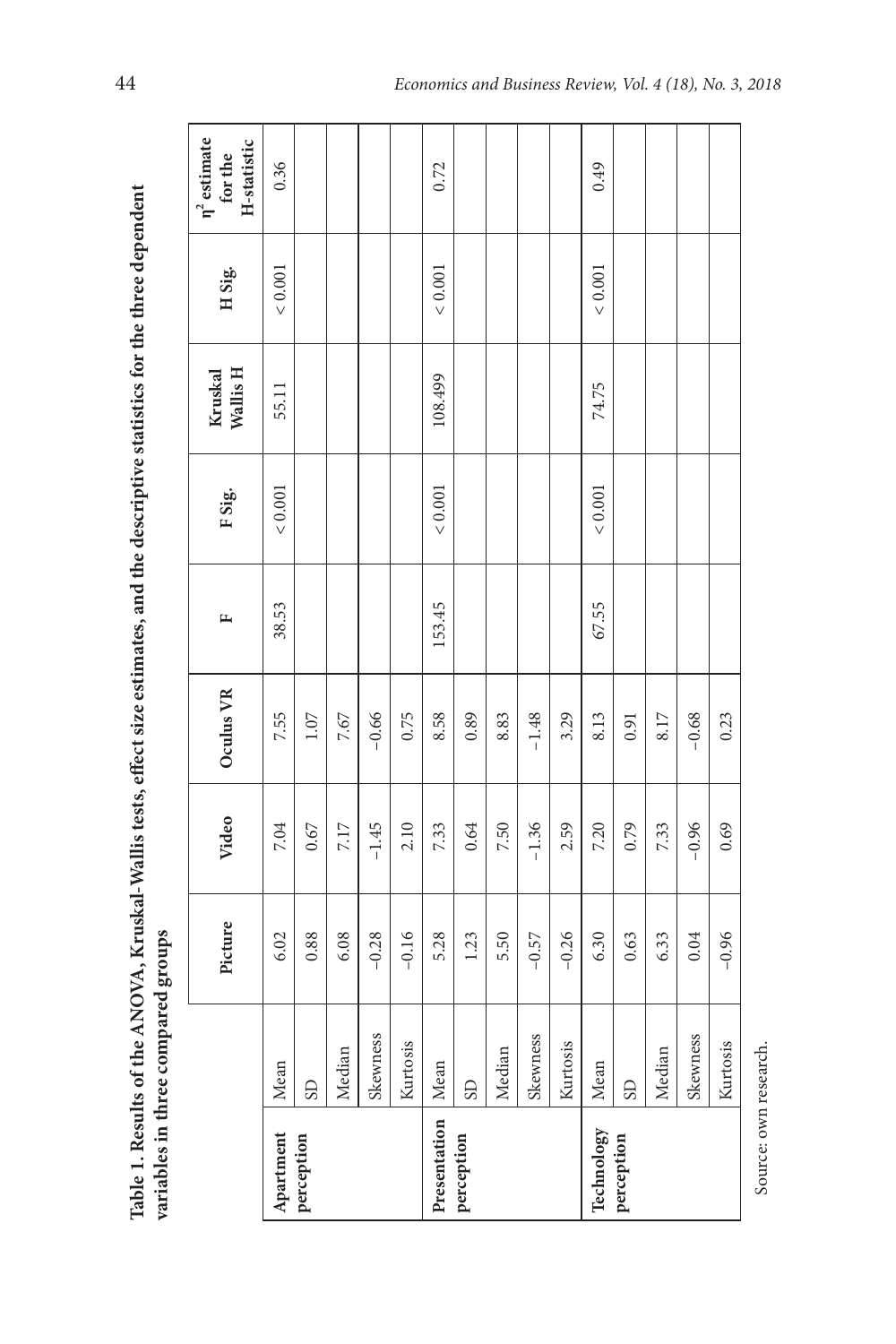**Table 1. Results of the ANOVA, Kruskal-Wallis tests, effect size estimates, and the descriptive statistics for the three dependent variables in three compared groups**

| | | Picture | Video | Oculus VR | F | F Sig. | Kruskal Wallis H | H Sig. | $\eta^2$ estimate for the H-statistic |
|---|---|---|---|---|---|---|---|---|---|
| **Apartment perception** | Mean | 6.02 | 7.04 | 7.55 | 38.53 | < 0.001 | 55.11 | < 0.001 | 0.36 |
| | SD | 0.88 | 0.67 | 1.07 | | | | | |
| | Median | 6.08 | 7.17 | 7.67 | | | | | |
| | Skewness | −0.28 | −1.45 | −0.66 | | | | | |
| | Kurtosis | −0.16 | 2.10 | 0.75 | | | | | |
| **Presentation perception** | Mean | 5.28 | 7.33 | 8.58 | 153.45 | < 0.001 | 108.499 | < 0.001 | 0.72 |
| | SD | 1.23 | 0.64 | 0.89 | | | | | |
| | Median | 5.50 | 7.50 | 8.83 | | | | | |
| | Skewness | −0.57 | −1.36 | −1.48 | | | | | |
| | Kurtosis | −0.26 | 2.59 | 3.29 | | | | | |
| **Technology perception** | Mean | 6.30 | 7.20 | 8.13 | 67.55 | < 0.001 | 74.75 | < 0.001 | 0.49 |
| | SD | 0.63 | 0.79 | 0.91 | | | | | |
| | Median | 6.33 | 7.33 | 8.17 | | | | | |
| | Skewness | 0.04 | −0.96 | −0.68 | | | | | |
| | Kurtosis | −0.96 | 0.69 | 0.23 | | | | | |

Source: own research.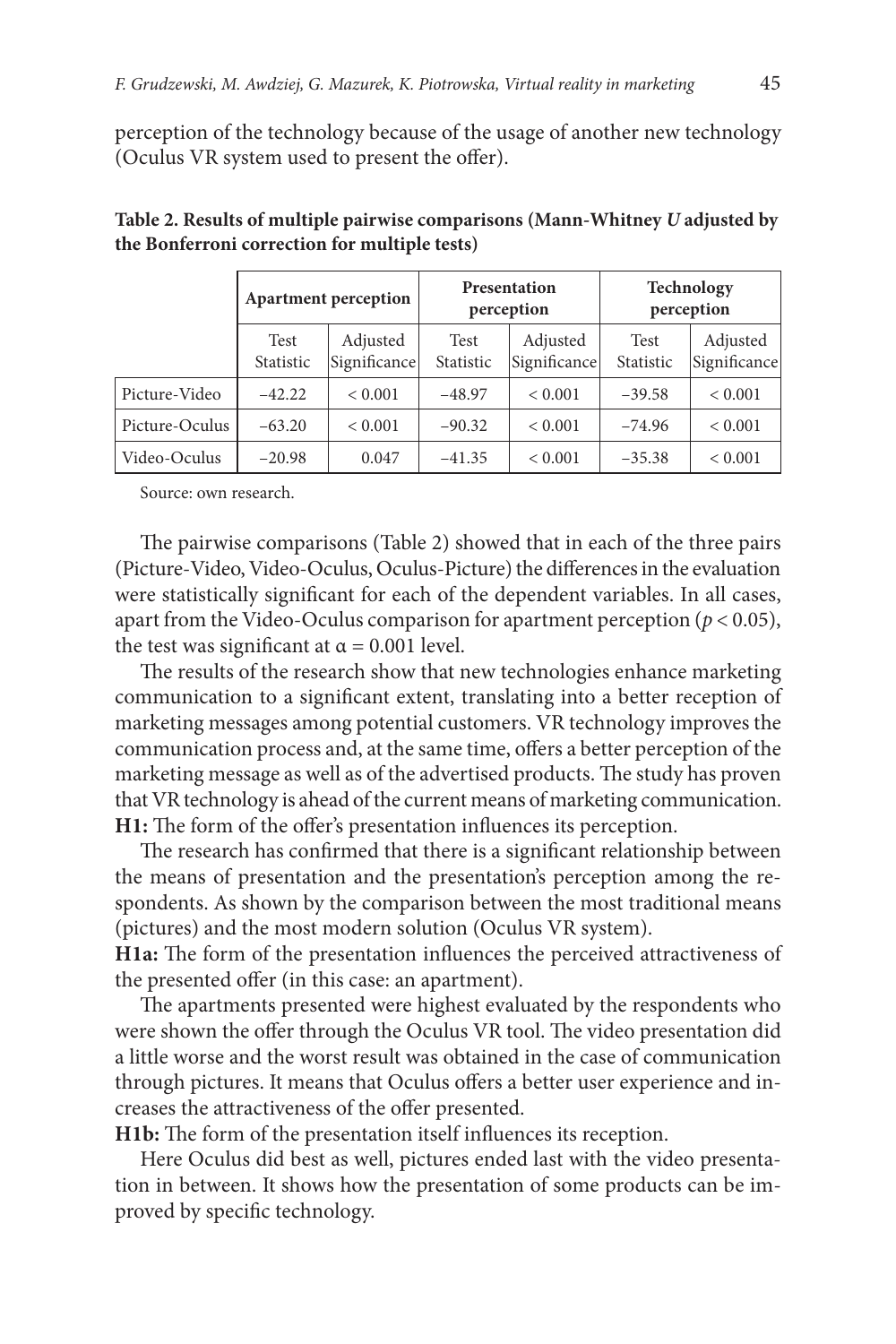perception of the technology because of the usage of another new technology (Oculus VR system used to present the offer).

**Table 2. Results of multiple pairwise comparisons (Mann-Whitney *U* adjusted by the Bonferroni correction for multiple tests)**

| | Apartment perception | | Presentation perception | | Technology perception | |
|---|---|---|---|---|---|---|
| | Test Statistic | Adjusted Significance | Test Statistic | Adjusted Significance | Test Statistic | Adjusted Significance |
| Picture-Video | –42.22 | < 0.001 | –48.97 | < 0.001 | –39.58 | < 0.001 |
| Picture-Oculus | –63.20 | < 0.001 | –90.32 | < 0.001 | –74.96 | < 0.001 |
| Video-Oculus | –20.98 | 0.047 | –41.35 | < 0.001 | –35.38 | < 0.001 |

Source: own research.

The pairwise comparisons (Table 2) showed that in each of the three pairs (Picture-Video, Video-Oculus, Oculus-Picture) the differences in the evaluation were statistically significant for each of the dependent variables. In all cases, apart from the Video-Oculus comparison for apartment perception ($p < 0.05$), the test was significant at $\alpha = 0.001$ level.

The results of the research show that new technologies enhance marketing communication to a significant extent, translating into a better reception of marketing messages among potential customers. VR technology improves the communication process and, at the same time, offers a better perception of the marketing message as well as of the advertised products. The study has proven that VR technology is ahead of the current means of marketing communication.

**H1:** The form of the offer's presentation influences its perception.

The research has confirmed that there is a significant relationship between the means of presentation and the presentation's perception among the respondents. As shown by the comparison between the most traditional means (pictures) and the most modern solution (Oculus VR system).

**H1a:** The form of the presentation influences the perceived attractiveness of the presented offer (in this case: an apartment).

The apartments presented were highest evaluated by the respondents who were shown the offer through the Oculus VR tool. The video presentation did a little worse and the worst result was obtained in the case of communication through pictures. It means that Oculus offers a better user experience and increases the attractiveness of the offer presented.

**H1b:** The form of the presentation itself influences its reception.

Here Oculus did best as well, pictures ended last with the video presentation in between. It shows how the presentation of some products can be improved by specific technology.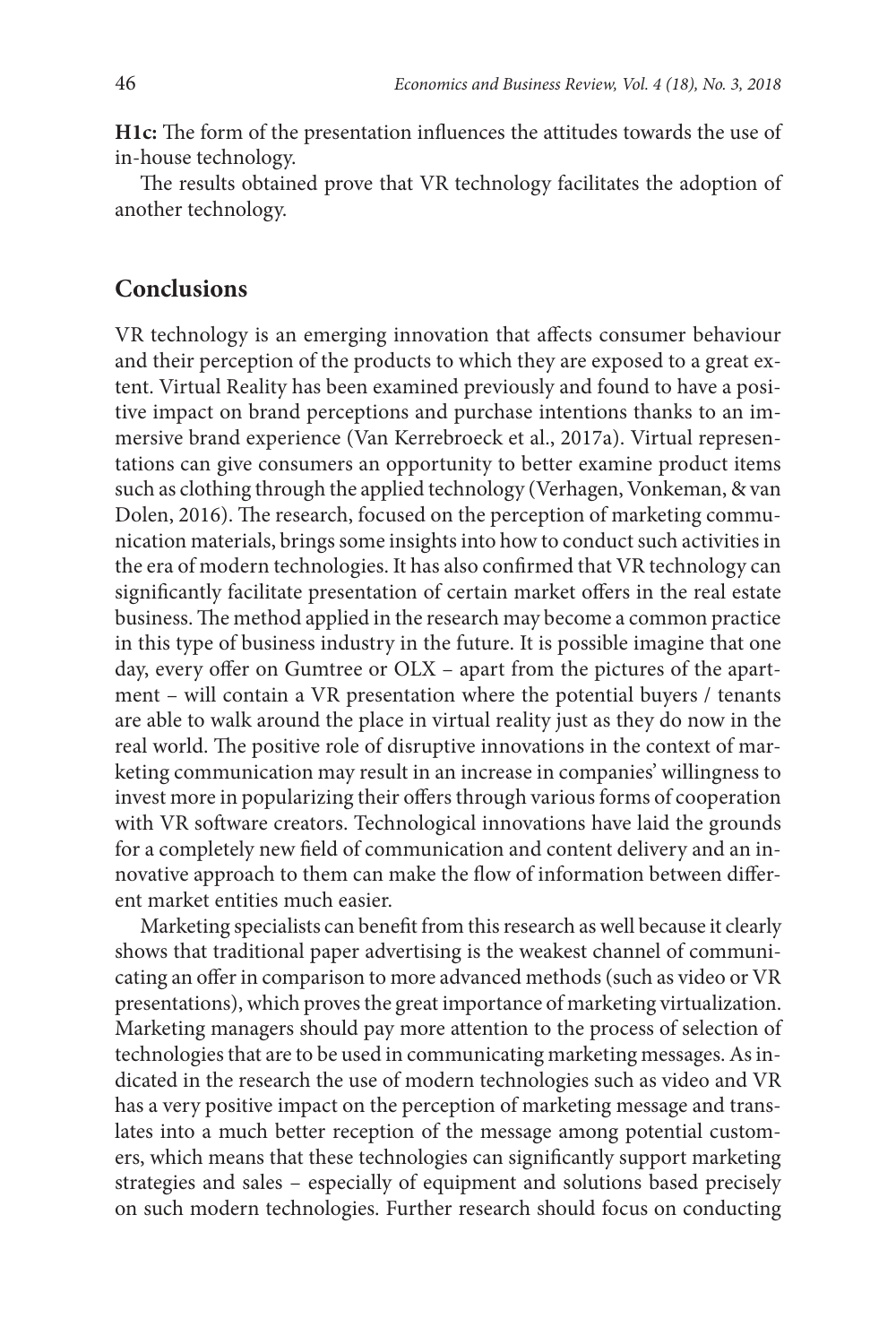**H1c:** The form of the presentation influences the attitudes towards the use of in-house technology.

The results obtained prove that VR technology facilitates the adoption of another technology.

## Conclusions

VR technology is an emerging innovation that affects consumer behaviour and their perception of the products to which they are exposed to a great extent. Virtual Reality has been examined previously and found to have a positive impact on brand perceptions and purchase intentions thanks to an immersive brand experience (Van Kerrebroeck et al., 2017a). Virtual representations can give consumers an opportunity to better examine product items such as clothing through the applied technology (Verhagen, Vonkeman, & van Dolen, 2016). The research, focused on the perception of marketing communication materials, brings some insights into how to conduct such activities in the era of modern technologies. It has also confirmed that VR technology can significantly facilitate presentation of certain market offers in the real estate business. The method applied in the research may become a common practice in this type of business industry in the future. It is possible imagine that one day, every offer on Gumtree or OLX – apart from the pictures of the apartment – will contain a VR presentation where the potential buyers / tenants are able to walk around the place in virtual reality just as they do now in the real world. The positive role of disruptive innovations in the context of marketing communication may result in an increase in companies' willingness to invest more in popularizing their offers through various forms of cooperation with VR software creators. Technological innovations have laid the grounds for a completely new field of communication and content delivery and an innovative approach to them can make the flow of information between different market entities much easier.

Marketing specialists can benefit from this research as well because it clearly shows that traditional paper advertising is the weakest channel of communicating an offer in comparison to more advanced methods (such as video or VR presentations), which proves the great importance of marketing virtualization. Marketing managers should pay more attention to the process of selection of technologies that are to be used in communicating marketing messages. As indicated in the research the use of modern technologies such as video and VR has a very positive impact on the perception of marketing message and translates into a much better reception of the message among potential customers, which means that these technologies can significantly support marketing strategies and sales – especially of equipment and solutions based precisely on such modern technologies. Further research should focus on conducting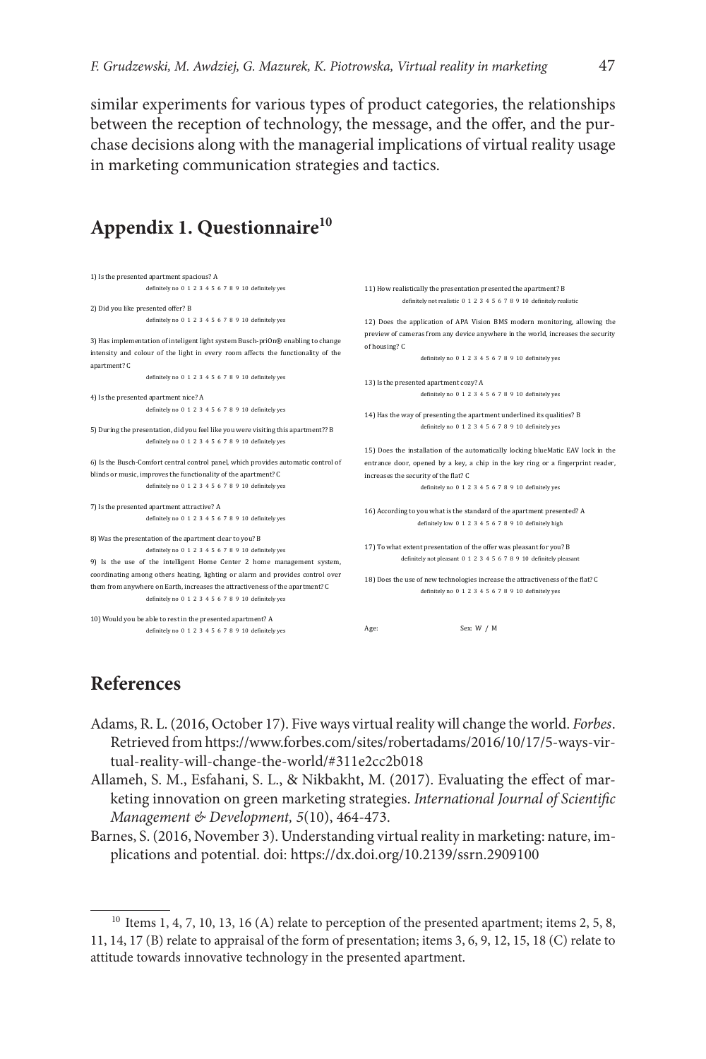similar experiments for various types of product categories, the relationships between the reception of technology, the message, and the offer, and the purchase decisions along with the managerial implications of virtual reality usage in marketing communication strategies and tactics.

## Appendix 1. Questionnaire[10]

1) Is the presented apartment spacious? A
definitely no 0 1 2 3 4 5 6 7 8 9 10 definitely yes

2) Did you like presented offer? B
definitely no 0 1 2 3 4 5 6 7 8 9 10 definitely yes

3) Has implementation of inteligent light system Busch-priOn® enabling to change intensity and colour of the light in every room affects the functionality of the apartment? C
definitely no 0 1 2 3 4 5 6 7 8 9 10 definitely yes

4) Is the presented apartment nice? A
definitely no 0 1 2 3 4 5 6 7 8 9 10 definitely yes

5) During the presentation, did you feel like you were visiting this apartment?? B
definitely no 0 1 2 3 4 5 6 7 8 9 10 definitely yes

6) Is the Busch-Comfort central control panel, which provides automatic control of blinds or music, improves the functionality of the apartment? C
definitely no 0 1 2 3 4 5 6 7 8 9 10 definitely yes

7) Is the presented apartment attractive? A
definitely no 0 1 2 3 4 5 6 7 8 9 10 definitely yes

8) Was the presentation of the apartment clear to you? B
definitely no 0 1 2 3 4 5 6 7 8 9 10 definitely yes

9) Is the use of the intelligent Home Center 2 home management system, coordinating among others heating, lighting or alarm and provides control over them from anywhere on Earth, increases the attractiveness of the apartment? C
definitely no 0 1 2 3 4 5 6 7 8 9 10 definitely yes

10) Would you be able to rest in the presented apartment? A
definitely no 0 1 2 3 4 5 6 7 8 9 10 definitely yes

11) How realistically the presentation presented the apartment? B
definitely not realistic 0 1 2 3 4 5 6 7 8 9 10 definitely realistic

12) Does the application of APA Vision BMS modern monitoring, allowing the preview of cameras from any device anywhere in the world, increases the security of housing? C
definitely no 0 1 2 3 4 5 6 7 8 9 10 definitely yes

13) Is the presented apartment cozy? A
definitely no 0 1 2 3 4 5 6 7 8 9 10 definitely yes

14) Has the way of presenting the apartment underlined its qualities? B
definitely no 0 1 2 3 4 5 6 7 8 9 10 definitely yes

15) Does the installation of the automatically locking blueMatic EAV lock in the entrance door, opened by a key, a chip in the key ring or a fingerprint reader, increases the security of the flat? C
definitely no 0 1 2 3 4 5 6 7 8 9 10 definitely yes

16) According to you what is the standard of the apartment presented? A
definitely low 0 1 2 3 4 5 6 7 8 9 10 definitely high

17) To what extent presentation of the offer was pleasant for you? B
definitely not pleasant 0 1 2 3 4 5 6 7 8 9 10 definitely pleasant

18) Does the use of new technologies increase the attractiveness of the flat? C
definitely no 0 1 2 3 4 5 6 7 8 9 10 definitely yes

Age: Sex: W / M

## References

Adams, R. L. (2016, October 17). Five ways virtual reality will change the world. *Forbes*. Retrieved from https://www.forbes.com/sites/robertadams/2016/10/17/5-ways-virtual-reality-will-change-the-world/#311e2cc2b018

Allameh, S. M., Esfahani, S. L., & Nikbakht, M. (2017). Evaluating the effect of marketing innovation on green marketing strategies. *International Journal of Scientific Management & Development, 5*(10), 464-473.

Barnes, S. (2016, November 3). Understanding virtual reality in marketing: nature, implications and potential. doi: https://dx.doi.org/10.2139/ssrn.2909100

[10] Items 1, 4, 7, 10, 13, 16 (A) relate to perception of the presented apartment; items 2, 5, 8, 11, 14, 17 (B) relate to appraisal of the form of presentation; items 3, 6, 9, 12, 15, 18 (C) relate to attitude towards innovative technology in the presented apartment.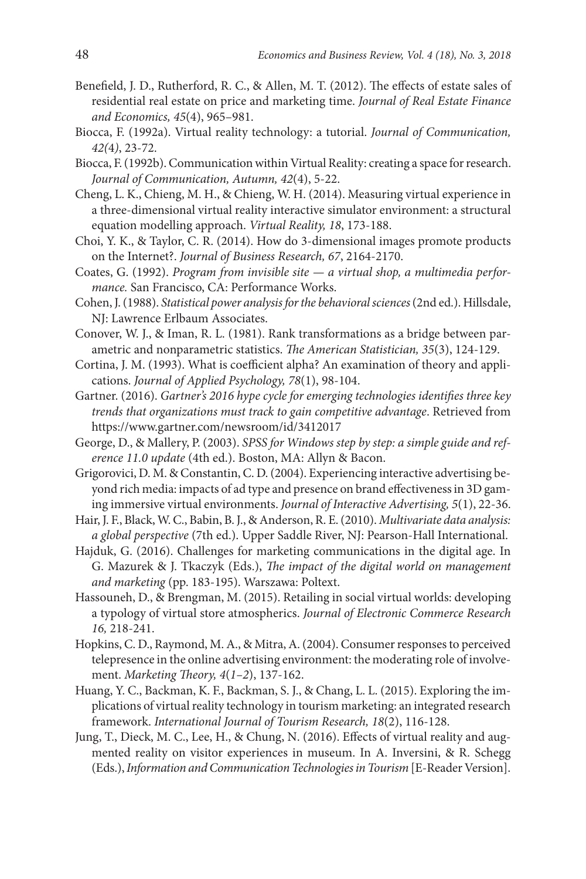Benefield, J. D., Rutherford, R. C., & Allen, M. T. (2012). The effects of estate sales of residential real estate on price and marketing time. *Journal of Real Estate Finance and Economics, 45*(4), 965–981.

Biocca, F. (1992a). Virtual reality technology: a tutorial. *Journal of Communication, 42(4)*, 23-72.

Biocca, F. (1992b). Communication within Virtual Reality: creating a space for research. *Journal of Communication, Autumn, 42*(4), 5-22.

Cheng, L. K., Chieng, M. H., & Chieng, W. H. (2014). Measuring virtual experience in a three-dimensional virtual reality interactive simulator environment: a structural equation modelling approach. *Virtual Reality, 18*, 173-188.

Choi, Y. K., & Taylor, C. R. (2014). How do 3-dimensional images promote products on the Internet?. *Journal of Business Research, 67*, 2164-2170.

Coates, G. (1992). *Program from invisible site — a virtual shop, a multimedia performance.* San Francisco, CA: Performance Works.

Cohen, J. (1988). *Statistical power analysis for the behavioral sciences* (2nd ed.). Hillsdale, NJ: Lawrence Erlbaum Associates.

Conover, W. J., & Iman, R. L. (1981). Rank transformations as a bridge between parametric and nonparametric statistics. *The American Statistician, 35*(3), 124-129.

Cortina, J. M. (1993). What is coefficient alpha? An examination of theory and applications. *Journal of Applied Psychology, 78*(1), 98-104.

Gartner. (2016). *Gartner's 2016 hype cycle for emerging technologies identifies three key trends that organizations must track to gain competitive advantage*. Retrieved from https://www.gartner.com/newsroom/id/3412017

George, D., & Mallery, P. (2003). *SPSS for Windows step by step: a simple guide and reference 11.0 update* (4th ed.). Boston, MA: Allyn & Bacon.

Grigorovici, D. M. & Constantin, C. D. (2004). Experiencing interactive advertising beyond rich media: impacts of ad type and presence on brand effectiveness in 3D gaming immersive virtual environments. *Journal of Interactive Advertising, 5*(1), 22-36.

Hair, J. F., Black, W. C., Babin, B. J., & Anderson, R. E. (2010). *Multivariate data analysis: a global perspective* (7th ed.). Upper Saddle River, NJ: Pearson-Hall International.

Hajduk, G. (2016). Challenges for marketing communications in the digital age. In G. Mazurek & J. Tkaczyk (Eds.), *The impact of the digital world on management and marketing* (pp. 183-195). Warszawa: Poltext.

Hassouneh, D., & Brengman, M. (2015). Retailing in social virtual worlds: developing a typology of virtual store atmospherics. *Journal of Electronic Commerce Research 16,* 218-241.

Hopkins, C. D., Raymond, M. A., & Mitra, A. (2004). Consumer responses to perceived telepresence in the online advertising environment: the moderating role of involvement. *Marketing Theory, 4*(*1–2*), 137-162.

Huang, Y. C., Backman, K. F., Backman, S. J., & Chang, L. L. (2015). Exploring the implications of virtual reality technology in tourism marketing: an integrated research framework. *International Journal of Tourism Research, 18*(2), 116-128.

Jung, T., Dieck, M. C., Lee, H., & Chung, N. (2016). Effects of virtual reality and augmented reality on visitor experiences in museum. In A. Inversini, & R. Schegg (Eds.), *Information and Communication Technologies in Tourism* [E-Reader Version].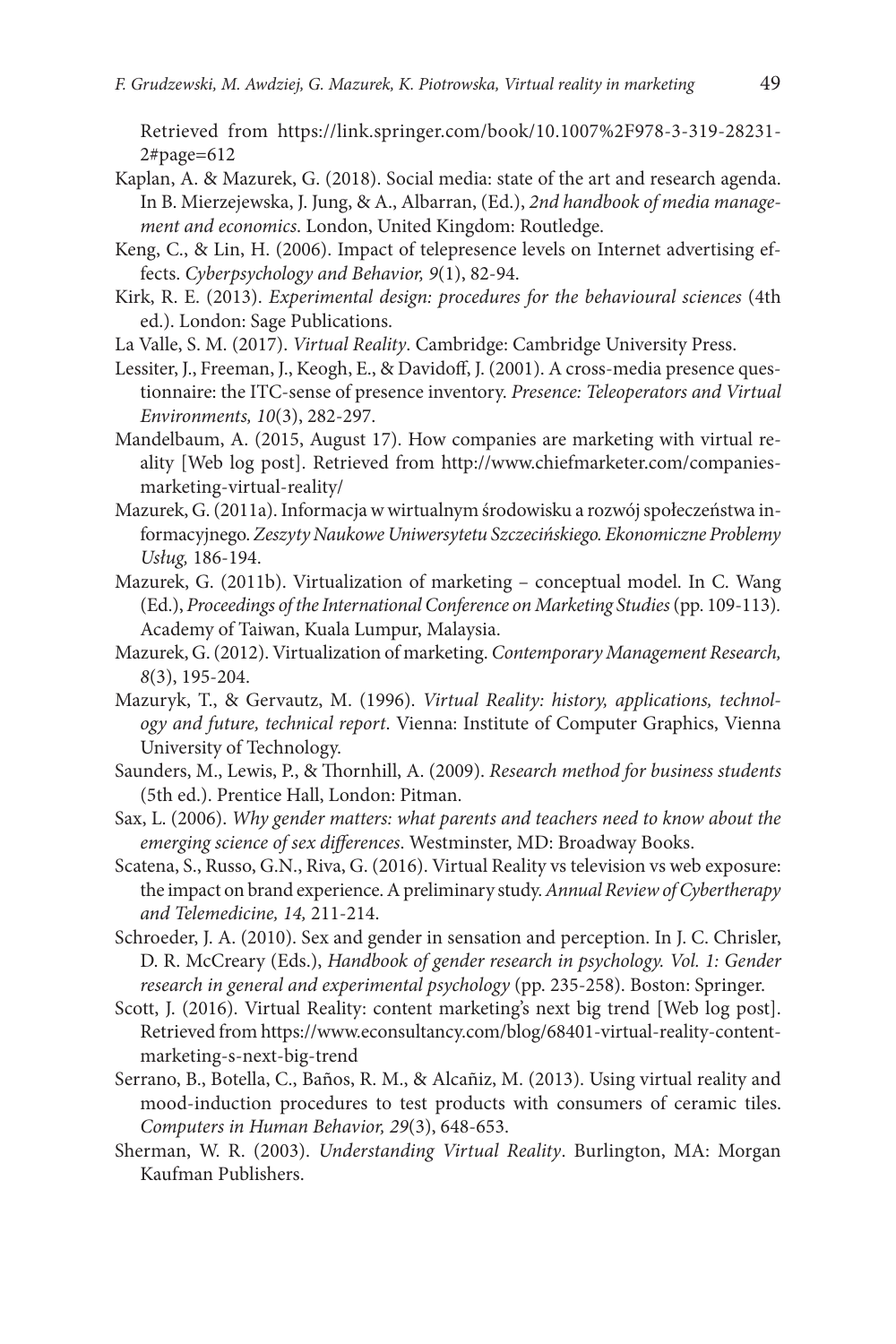Retrieved from https://link.springer.com/book/10.1007%2F978-3-319-28231-2#page=612

Kaplan, A. & Mazurek, G. (2018). Social media: state of the art and research agenda. In B. Mierzejewska, J. Jung, & A., Albarran, (Ed.), *2nd handbook of media management and economics*. London, United Kingdom: Routledge.

Keng, C., & Lin, H. (2006). Impact of telepresence levels on Internet advertising effects. *Cyberpsychology and Behavior, 9*(1), 82-94.

Kirk, R. E. (2013). *Experimental design: procedures for the behavioural sciences* (4th ed.). London: Sage Publications.

La Valle, S. M. (2017). *Virtual Reality*. Cambridge: Cambridge University Press.

Lessiter, J., Freeman, J., Keogh, E., & Davidoff, J. (2001). A cross-media presence questionnaire: the ITC-sense of presence inventory. *Presence: Teleoperators and Virtual Environments, 10*(3), 282-297.

Mandelbaum, A. (2015, August 17). How companies are marketing with virtual reality [Web log post]. Retrieved from http://www.chiefmarketer.com/companies-marketing-virtual-reality/

Mazurek, G. (2011a). Informacja w wirtualnym środowisku a rozwój społeczeństwa informacyjnego. *Zeszyty Naukowe Uniwersytetu Szczecińskiego. Ekonomiczne Problemy Usług,* 186-194.

Mazurek, G. (2011b). Virtualization of marketing – conceptual model. In C. Wang (Ed.), *Proceedings of the International Conference on Marketing Studies* (pp. 109-113). Academy of Taiwan, Kuala Lumpur, Malaysia.

Mazurek, G. (2012). Virtualization of marketing. *Contemporary Management Research, 8*(3), 195-204.

Mazuryk, T., & Gervautz, M. (1996). *Virtual Reality: history, applications, technology and future, technical report*. Vienna: Institute of Computer Graphics, Vienna University of Technology.

Saunders, M., Lewis, P., & Thornhill, A. (2009). *Research method for business students* (5th ed.). Prentice Hall, London: Pitman.

Sax, L. (2006). *Why gender matters: what parents and teachers need to know about the emerging science of sex differences*. Westminster, MD: Broadway Books.

Scatena, S., Russo, G.N., Riva, G. (2016). Virtual Reality vs television vs web exposure: the impact on brand experience. A preliminary study. *Annual Review of Cybertherapy and Telemedicine, 14,* 211-214.

Schroeder, J. A. (2010). Sex and gender in sensation and perception. In J. C. Chrisler, D. R. McCreary (Eds.), *Handbook of gender research in psychology. Vol. 1: Gender research in general and experimental psychology* (pp. 235-258). Boston: Springer.

Scott, J. (2016). Virtual Reality: content marketing's next big trend [Web log post]. Retrieved from https://www.econsultancy.com/blog/68401-virtual-reality-content-marketing-s-next-big-trend

Serrano, B., Botella, C., Baños, R. M., & Alcañiz, M. (2013). Using virtual reality and mood-induction procedures to test products with consumers of ceramic tiles. *Computers in Human Behavior, 29*(3), 648-653.

Sherman, W. R. (2003). *Understanding Virtual Reality*. Burlington, MA: Morgan Kaufman Publishers.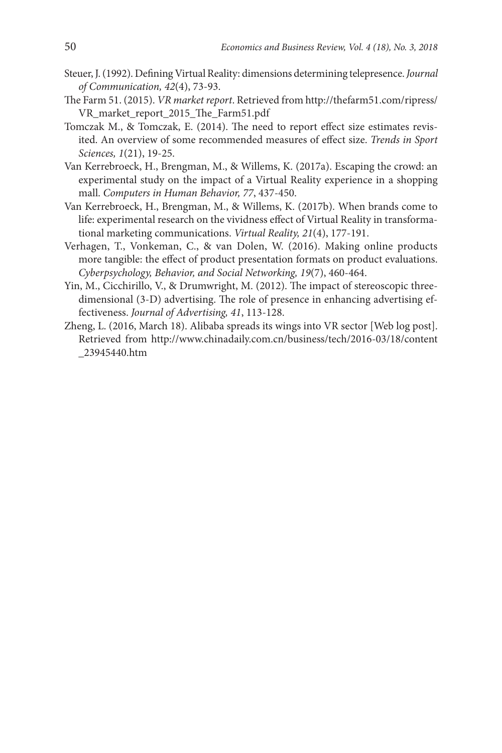Steuer, J. (1992). Defining Virtual Reality: dimensions determining telepresence. *Journal of Communication, 42*(4), 73-93.

The Farm 51. (2015). *VR market report*. Retrieved from http://thefarm51.com/ripress/VR_market_report_2015_The_Farm51.pdf

Tomczak M., & Tomczak, E. (2014). The need to report effect size estimates revisited. An overview of some recommended measures of effect size. *Trends in Sport Sciences, 1*(21), 19-25.

Van Kerrebroeck, H., Brengman, M., & Willems, K. (2017a). Escaping the crowd: an experimental study on the impact of a Virtual Reality experience in a shopping mall. *Computers in Human Behavior, 77*, 437-450.

Van Kerrebroeck, H., Brengman, M., & Willems, K. (2017b). When brands come to life: experimental research on the vividness effect of Virtual Reality in transformational marketing communications. *Virtual Reality, 21*(4), 177-191.

Verhagen, T., Vonkeman, C., & van Dolen, W. (2016). Making online products more tangible: the effect of product presentation formats on product evaluations. *Cyberpsychology, Behavior, and Social Networking, 19*(7), 460-464.

Yin, M., Cicchirillo, V., & Drumwright, M. (2012). The impact of stereoscopic three-dimensional (3-D) advertising. The role of presence in enhancing advertising effectiveness. *Journal of Advertising, 41*, 113-128.

Zheng, L. (2016, March 18). Alibaba spreads its wings into VR sector [Web log post]. Retrieved from http://www.chinadaily.com.cn/business/tech/2016-03/18/content_23945440.htm